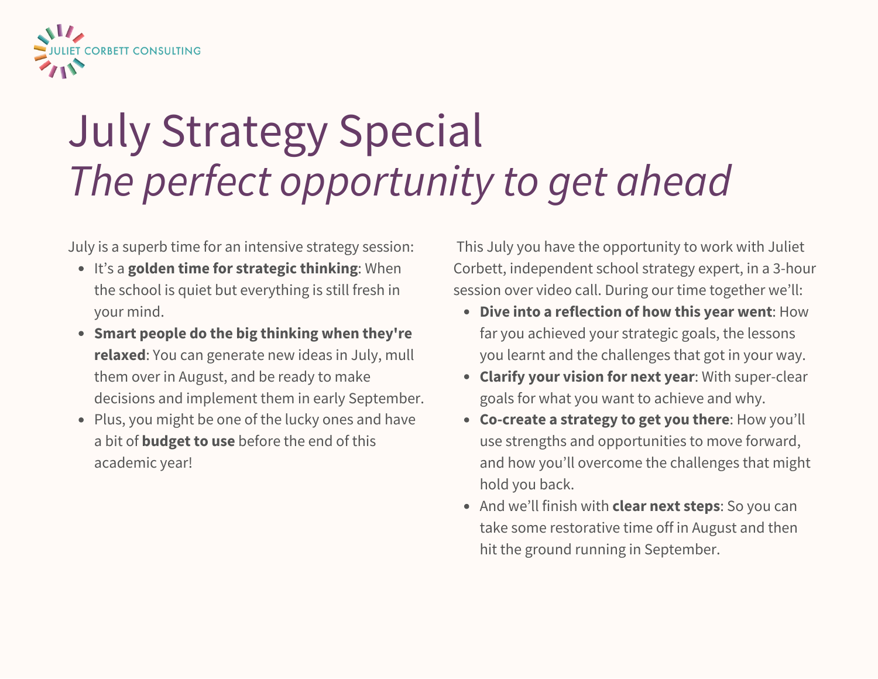JULIET CORBETT CONSULTING

# July Strategy Special
## *The perfect opportunity to get ahead*

July is a superb time for an intensive strategy session:

- It's a **golden time for strategic thinking**: When the school is quiet but everything is still fresh in your mind.
- **Smart people do the big thinking when they're relaxed**: You can generate new ideas in July, mull them over in August, and be ready to make decisions and implement them in early September.
- Plus, you might be one of the lucky ones and have a bit of **budget to use** before the end of this academic year!

This July you have the opportunity to work with Juliet Corbett, independent school strategy expert, in a 3-hour session over video call. During our time together we'll:

- **Dive into a reflection of how this year went**: How far you achieved your strategic goals, the lessons you learnt and the challenges that got in your way.
- **Clarify your vision for next year**: With super-clear goals for what you want to achieve and why.
- **Co-create a strategy to get you there**: How you'll use strengths and opportunities to move forward, and how you'll overcome the challenges that might hold you back.
- And we'll finish with **clear next steps**: So you can take some restorative time off in August and then hit the ground running in September.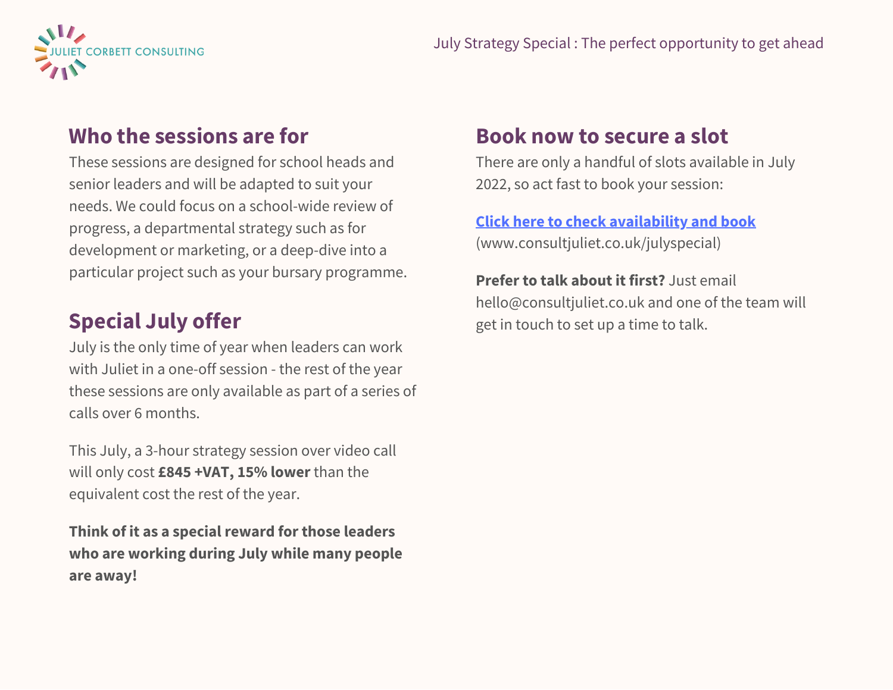## Who the sessions are for

These sessions are designed for school heads and senior leaders and will be adapted to suit your needs. We could focus on a school-wide review of progress, a departmental strategy such as for development or marketing, or a deep-dive into a particular project such as your bursary programme.

## Special July offer

July is the only time of year when leaders can work with Juliet in a one-off session - the rest of the year these sessions are only available as part of a series of calls over 6 months.

This July, a 3-hour strategy session over video call will only cost **£845 +VAT, 15% lower** than the equivalent cost the rest of the year.

**Think of it as a special reward for those leaders who are working during July while many people are away!**

## Book now to secure a slot

There are only a handful of slots available in July 2022, so act fast to book your session:

**Click here to check availability and book**
(www.consultjuliet.co.uk/julyspecial)

**Prefer to talk about it first?** Just email hello@consultjuliet.co.uk and one of the team will get in touch to set up a time to talk.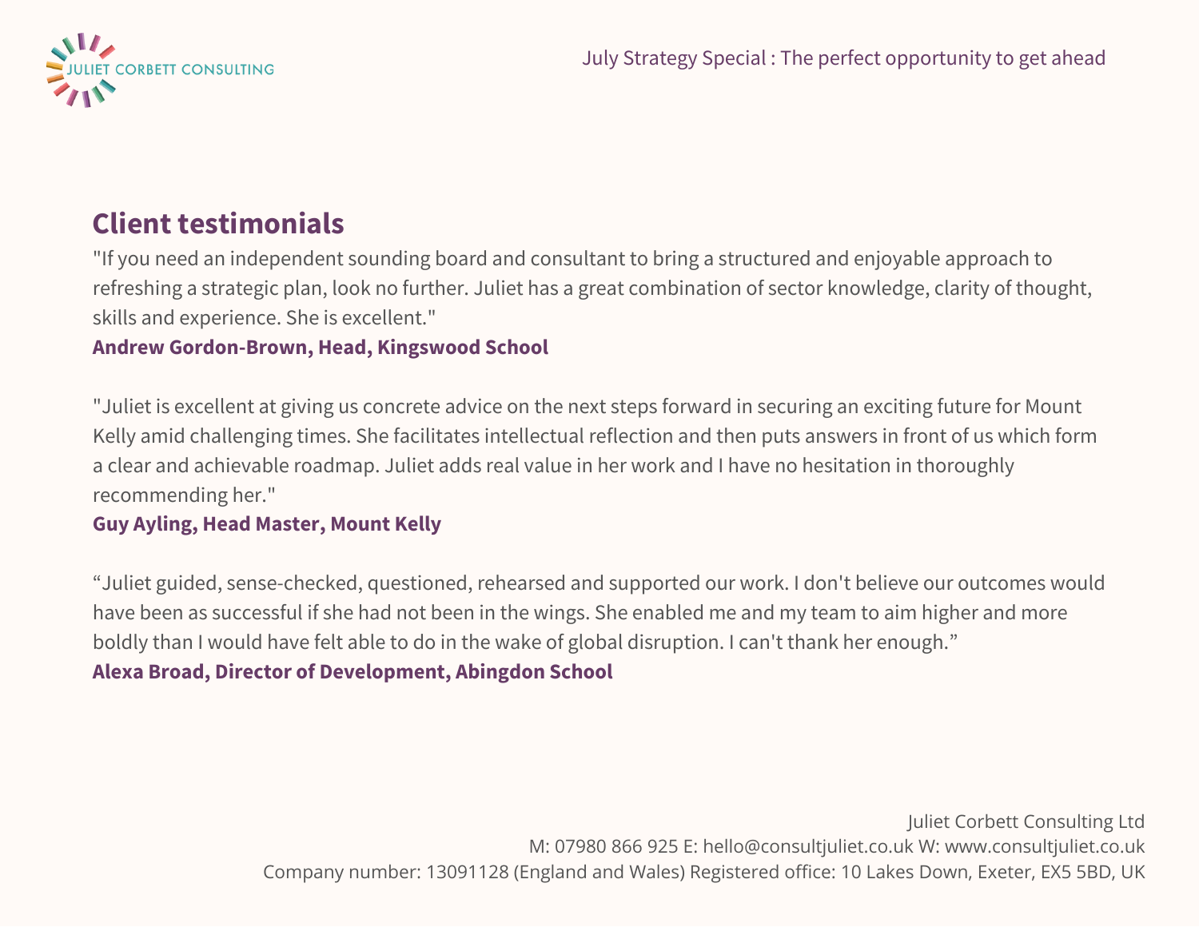## Client testimonials

"If you need an independent sounding board and consultant to bring a structured and enjoyable approach to refreshing a strategic plan, look no further. Juliet has a great combination of sector knowledge, clarity of thought, skills and experience. She is excellent."
**Andrew Gordon-Brown, Head, Kingswood School**

"Juliet is excellent at giving us concrete advice on the next steps forward in securing an exciting future for Mount Kelly amid challenging times. She facilitates intellectual reflection and then puts answers in front of us which form a clear and achievable roadmap. Juliet adds real value in her work and I have no hesitation in thoroughly recommending her."
**Guy Ayling, Head Master, Mount Kelly**

"Juliet guided, sense-checked, questioned, rehearsed and supported our work. I don't believe our outcomes would have been as successful if she had not been in the wings. She enabled me and my team to aim higher and more boldly than I would have felt able to do in the wake of global disruption. I can't thank her enough."
**Alexa Broad, Director of Development, Abingdon School**